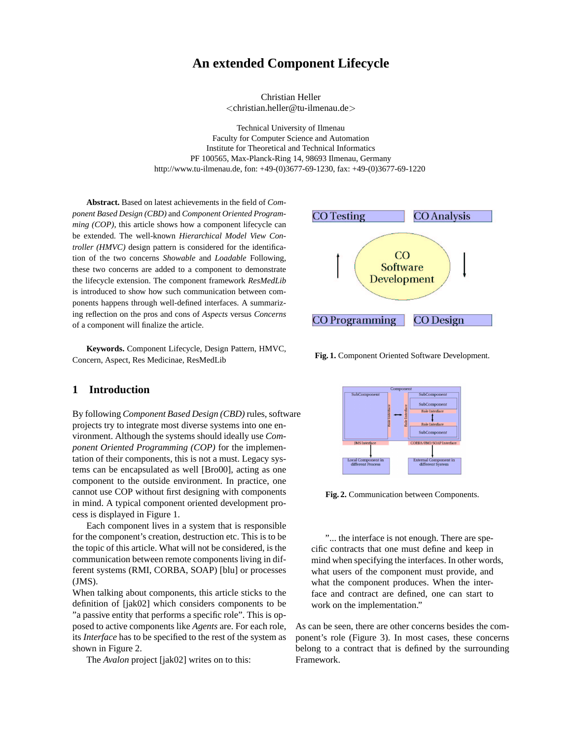# An extended Component Lifecycle

Christian Heller
<christian.heller@tu-ilmenau.de>

Technical University of Ilmenau
Faculty for Computer Science and Automation
Institute for Theoretical and Technical Informatics
PF 100565, Max-Planck-Ring 14, 98693 Ilmenau, Germany
http://www.tu-ilmenau.de, fon: +49-(0)3677-69-1230, fax: +49-(0)3677-69-1220

**Abstract.** Based on latest achievements in the field of *Component Based Design (CBD)* and *Component Oriented Programming (COP)*, this article shows how a component lifecycle can be extended. The well-known *Hierarchical Model View Controller (HMVC)* design pattern is considered for the identification of the two concerns *Showable* and *Loadable* Following, these two concerns are added to a component to demonstrate the lifecycle extension. The component framework *ResMedLib* is introduced to show how such communication between components happens through well-defined interfaces. A summarizing reflection on the pros and cons of *Aspects* versus *Concerns* of a component will finalize the article.

**Keywords.** Component Lifecycle, Design Pattern, HMVC, Concern, Aspect, Res Medicinae, ResMedLib

## 1 Introduction

By following *Component Based Design (CBD)* rules, software projects try to integrate most diverse systems into one environment. Although the systems should ideally use *Component Oriented Programming (COP)* for the implementation of their components, this is not a must. Legacy systems can be encapsulated as well [Bro00], acting as one component to the outside environment. In practice, one cannot use COP without first designing with components in mind. A typical component oriented development process is displayed in Figure 1.

Each component lives in a system that is responsible for the component's creation, destruction etc. This is to be the topic of this article. What will not be considered, is the communication between remote components living in different systems (RMI, CORBA, SOAP) [blu] or processes (JMS).

When talking about components, this article sticks to the definition of [jak02] which considers components to be "a passive entity that performs a specific role". This is opposed to active components like *Agents* are. For each role, its *Interface* has to be specified to the rest of the system as shown in Figure 2.

The *Avalon* project [jak02] writes on to this:

CO Testing | CO Analysis | CO Software Development | CO Programming | CO Design

**Fig. 1.** Component Oriented Software Development.

**Fig. 2.** Communication between Components.

"... the interface is not enough. There are specific contracts that one must define and keep in mind when specifying the interfaces. In other words, what users of the component must provide, and what the component produces. When the interface and contract are defined, one can start to work on the implementation."

As can be seen, there are other concerns besides the component's role (Figure 3). In most cases, these concerns belong to a contract that is defined by the surrounding Framework.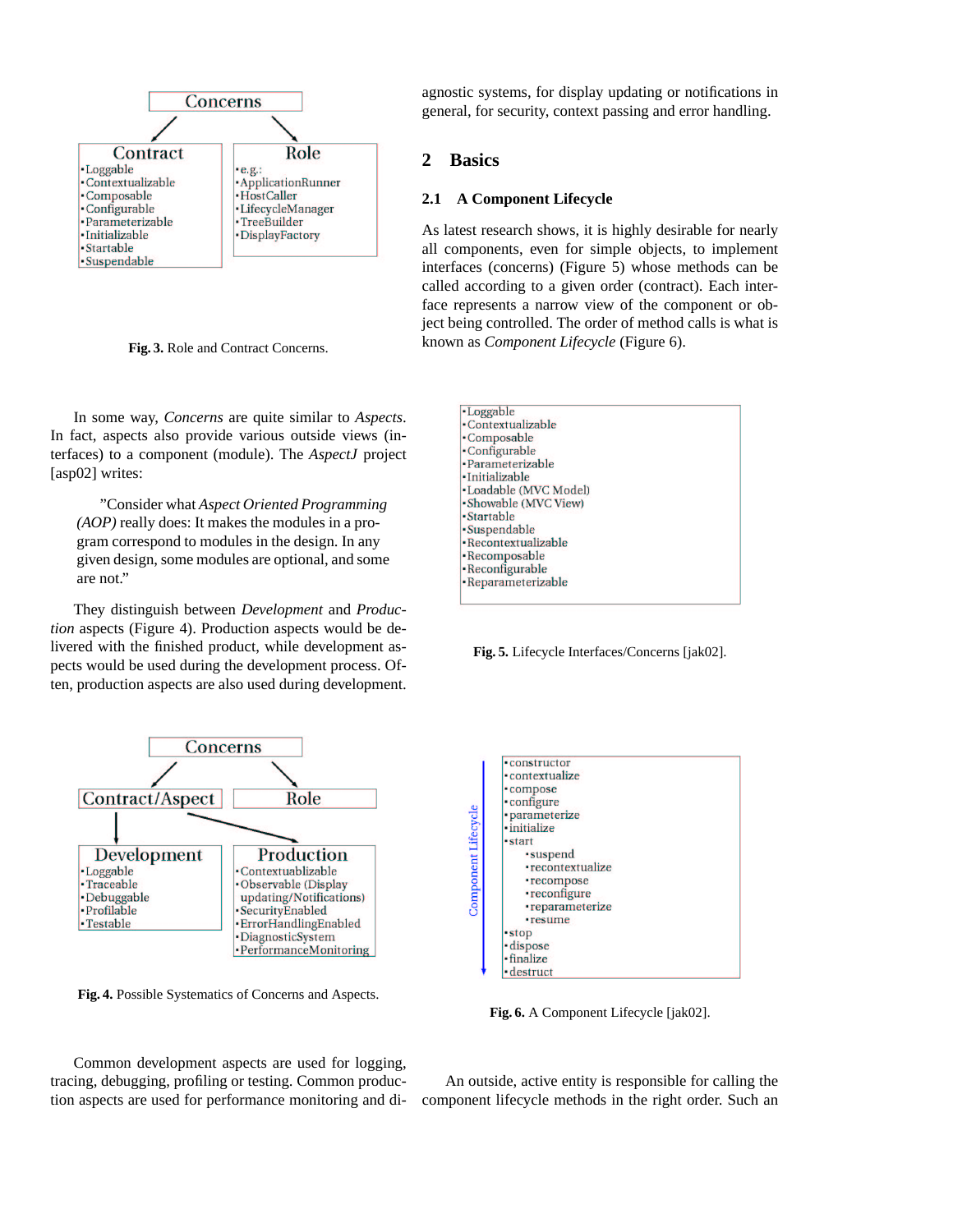Concerns

Contract
- Loggable
- Contextualizable
- Composable
- Configurable
- Parameterizable
- Initializable
- Startable
- Suspendable

Role
- e.g.:
- ApplicationRunner
- HostCaller
- LifecycleManager
- TreeBuilder
- DisplayFactory

**Fig. 3.** Role and Contract Concerns.

In some way, *Concerns* are quite similar to *Aspects*. In fact, aspects also provide various outside views (interfaces) to a component (module). The *AspectJ* project [asp02] writes:

> "Consider what *Aspect Oriented Programming (AOP)* really does: It makes the modules in a program correspond to modules in the design. In any given design, some modules are optional, and some are not."

They distinguish between *Development* and *Production* aspects (Figure 4). Production aspects would be delivered with the finished product, while development aspects would be used during the development process. Often, production aspects are also used during development.

Concerns

Contract/Aspect

Role

Development
- Loggable
- Traceable
- Debuggable
- Profilable
- Testable

Production
- Contextuablizable
- Observable (Display updating/Notifications)
- SecurityEnabled
- ErrorHandlingEnabled
- DiagnosticSystem
- PerformanceMonitoring

**Fig. 4.** Possible Systematics of Concerns and Aspects.

Common development aspects are used for logging, tracing, debugging, profiling or testing. Common production aspects are used for performance monitoring and distributed systems, for display updating or notifications in general, for security, context passing and error handling.

## 2 Basics

### 2.1 A Component Lifecycle

As latest research shows, it is highly desirable for nearly all components, even for simple objects, to implement interfaces (concerns) (Figure 5) whose methods can be called according to a given order (contract). Each interface represents a narrow view of the component or object being controlled. The order of method calls is what is known as *Component Lifecycle* (Figure 6).

- Loggable
- Contextualizable
- Composable
- Configurable
- Parameterizable
- Initializable
- Loadable (MVC Model)
- Showable (MVC View)
- Startable
- Suspendable
- Recontextualizable
- Recomposable
- Reconfigurable
- Reparameterizable

**Fig. 5.** Lifecycle Interfaces/Concerns [jak02].

Component Lifecycle

- constructor
- contextualize
- compose
- configure
- parameterize
- initialize
- start
    - suspend
    - recontextualize
    - recompose
    - reconfigure
    - reparameterize
    - resume
- stop
- dispose
- finalize
- destruct

**Fig. 6.** A Component Lifecycle [jak02].

An outside, active entity is responsible for calling the component lifecycle methods in the right order. Such an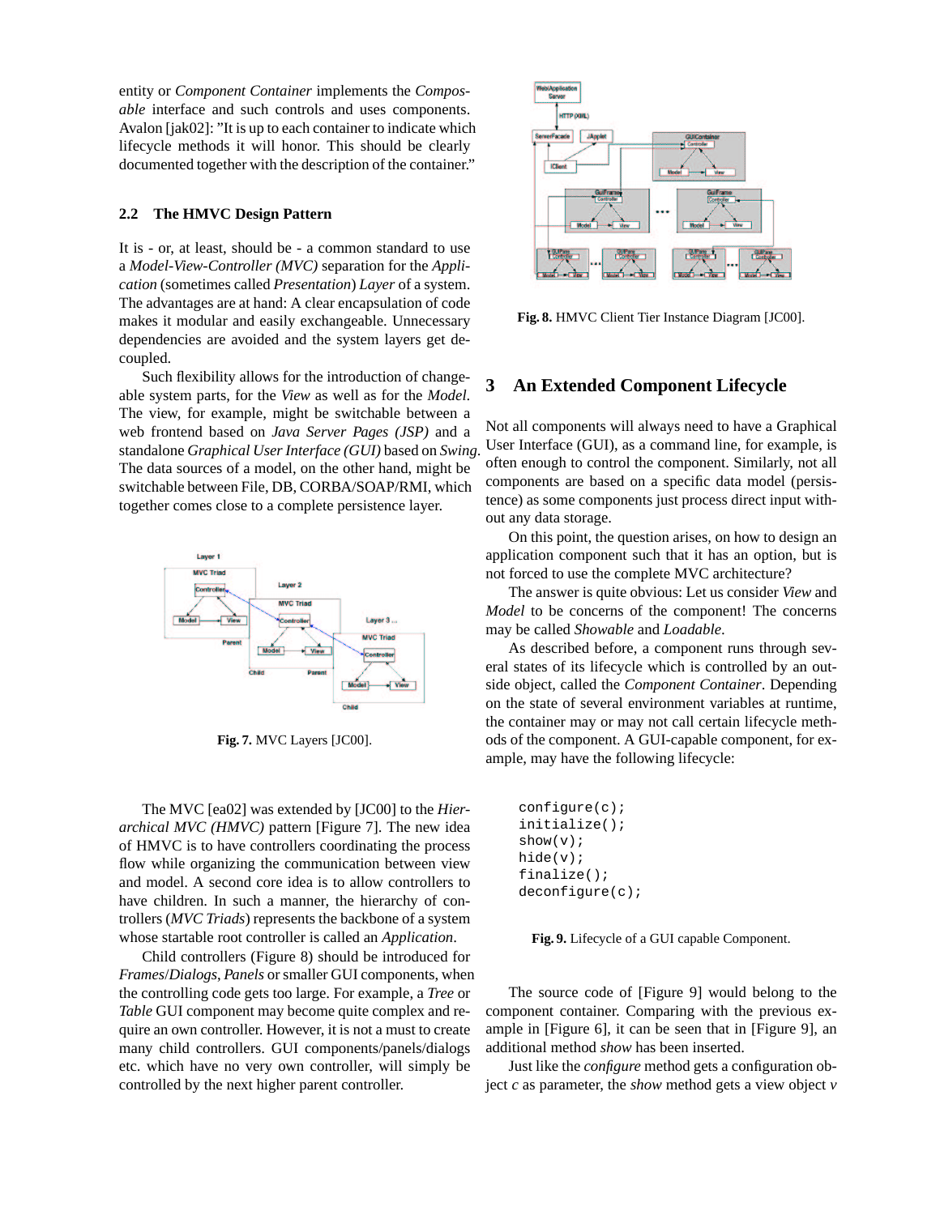entity or *Component Container* implements the *Composable* interface and such controls and uses components. Avalon [jak02]: "It is up to each container to indicate which lifecycle methods it will honor. This should be clearly documented together with the description of the container."

### 2.2 The HMVC Design Pattern

It is - or, at least, should be - a common standard to use a *Model-View-Controller (MVC)* separation for the *Application* (sometimes called *Presentation*) *Layer* of a system. The advantages are at hand: A clear encapsulation of code makes it modular and easily exchangeable. Unnecessary dependencies are avoided and the system layers get decoupled.

Such flexibility allows for the introduction of changeable system parts, for the *View* as well as for the *Model*. The view, for example, might be switchable between a web frontend based on *Java Server Pages (JSP)* and a standalone *Graphical User Interface (GUI)* based on *Swing*. The data sources of a model, on the other hand, might be switchable between File, DB, CORBA/SOAP/RMI, which together comes close to a complete persistence layer.

Layer 1
MVC Triad
Controller
Model
View
Parent
Layer 2
MVC Triad
Controller
Model
View
Child
Parent
Layer 3 ...
MVC Triad
Controller
Model
View
Child

**Fig. 7.** MVC Layers [JC00].

The MVC [ea02] was extended by [JC00] to the *Hierarchical MVC (HMVC)* pattern [Figure 7]. The new idea of HMVC is to have controllers coordinating the process flow while organizing the communication between view and model. A second core idea is to allow controllers to have children. In such a manner, the hierarchy of controllers (*MVC Triads*) represents the backbone of a system whose startable root controller is called an *Application*.

Child controllers (Figure 8) should be introduced for *Frames*/*Dialogs*, *Panels* or smaller GUI components, when the controlling code gets too large. For example, a *Tree* or *Table* GUI component may become quite complex and require an own controller. However, it is not a must to create many child controllers. GUI components/panels/dialogs etc. which have no very own controller, will simply be controlled by the next higher parent controller.

Web/Application Server
HTTP (XML)
ServerFacade
JApplet
Client
GUIContainer
Controller
Model
View
GuiFrame
Controller
Model
View
...
GuiFrame
Controller
Model
View
GUIPane
Controller
Model
View
...
GUIPane
Controller
Model
View
GUIPane
Controller
Model
View
...
GUIPane
Controller
Model
View

**Fig. 8.** HMVC Client Tier Instance Diagram [JC00].

## 3 An Extended Component Lifecycle

Not all components will always need to have a Graphical User Interface (GUI), as a command line, for example, is often enough to control the component. Similarly, not all components are based on a specific data model (persistence) as some components just process direct input without any data storage.

On this point, the question arises, on how to design an application component such that it has an option, but is not forced to use the complete MVC architecture?

The answer is quite obvious: Let us consider *View* and *Model* to be concerns of the component! The concerns may be called *Showable* and *Loadable*.

As described before, a component runs through several states of its lifecycle which is controlled by an outside object, called the *Component Container*. Depending on the state of several environment variables at runtime, the container may or may not call certain lifecycle methods of the component. A GUI-capable component, for example, may have the following lifecycle:

```
configure(c);
initialize();
show(v);
hide(v);
finalize();
deconfigure(c);
```

**Fig. 9.** Lifecycle of a GUI capable Component.

The source code of [Figure 9] would belong to the component container. Comparing with the previous example in [Figure 6], it can be seen that in [Figure 9], an additional method *show* has been inserted.

Just like the *configure* method gets a configuration object *c* as parameter, the *show* method gets a view object *v*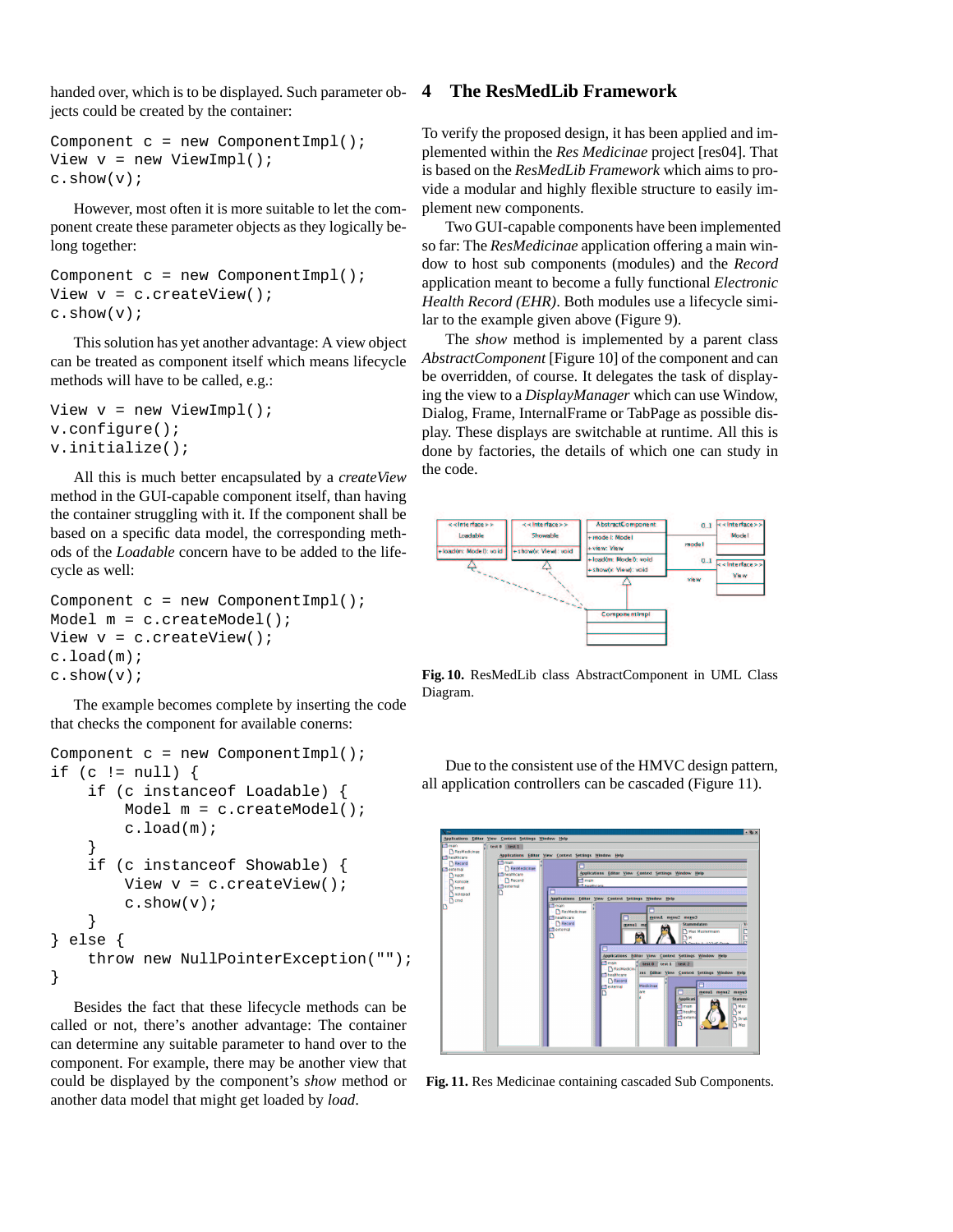handed over, which is to be displayed. Such parameter objects could be created by the container:

```
Component c = new ComponentImpl();
View v = new ViewImpl();
c.show(v);
```

However, most often it is more suitable to let the component create these parameter objects as they logically belong together:

```
Component c = new ComponentImpl();
View v = c.createView();
c.show(v);
```

This solution has yet another advantage: A view object can be treated as component itself which means lifecycle methods will have to be called, e.g.:

```
View v = new ViewImpl();
v.configure();
v.initialize();
```

All this is much better encapsulated by a *createView* method in the GUI-capable component itself, than having the container struggling with it. If the component shall be based on a specific data model, the corresponding methods of the *Loadable* concern have to be added to the lifecycle as well:

```
Component c = new ComponentImpl();
Model m = c.createModel();
View v = c.createView();
c.load(m);
c.show(v);
```

The example becomes complete by inserting the code that checks the component for available conerns:

```
Component c = new ComponentImpl();
if (c != null) {
    if (c instanceof Loadable) {
        Model m = c.createModel();
        c.load(m);
    }
    if (c instanceof Showable) {
        View v = c.createView();
        c.show(v);
    }
} else {
    throw new NullPointerException("");
}
```

Besides the fact that these lifecycle methods can be called or not, there's another advantage: The container can determine any suitable parameter to hand over to the component. For example, there may be another view that could be displayed by the component's *show* method or another data model that might get loaded by *load*.

## 4 The ResMedLib Framework

To verify the proposed design, it has been applied and implemented within the *Res Medicinae* project [res04]. That is based on the *ResMedLib Framework* which aims to provide a modular and highly flexible structure to easily implement new components.

Two GUI-capable components have been implemented so far: The *ResMedicinae* application offering a main window to host sub components (modules) and the *Record* application meant to become a fully functional *Electronic Health Record (EHR)*. Both modules use a lifecycle similar to the example given above (Figure 9).

The *show* method is implemented by a parent class *AbstractComponent* [Figure 10] of the component and can be overridden, of course. It delegates the task of displaying the view to a *DisplayManager* which can use Window, Dialog, Frame, InternalFrame or TabPage as possible display. These displays are switchable at runtime. All this is done by factories, the details of which one can study in the code.

**Fig. 10.** ResMedLib class AbstractComponent in UML Class Diagram.

Due to the consistent use of the HMVC design pattern, all application controllers can be cascaded (Figure 11).

**Fig. 11.** Res Medicinae containing cascaded Sub Components.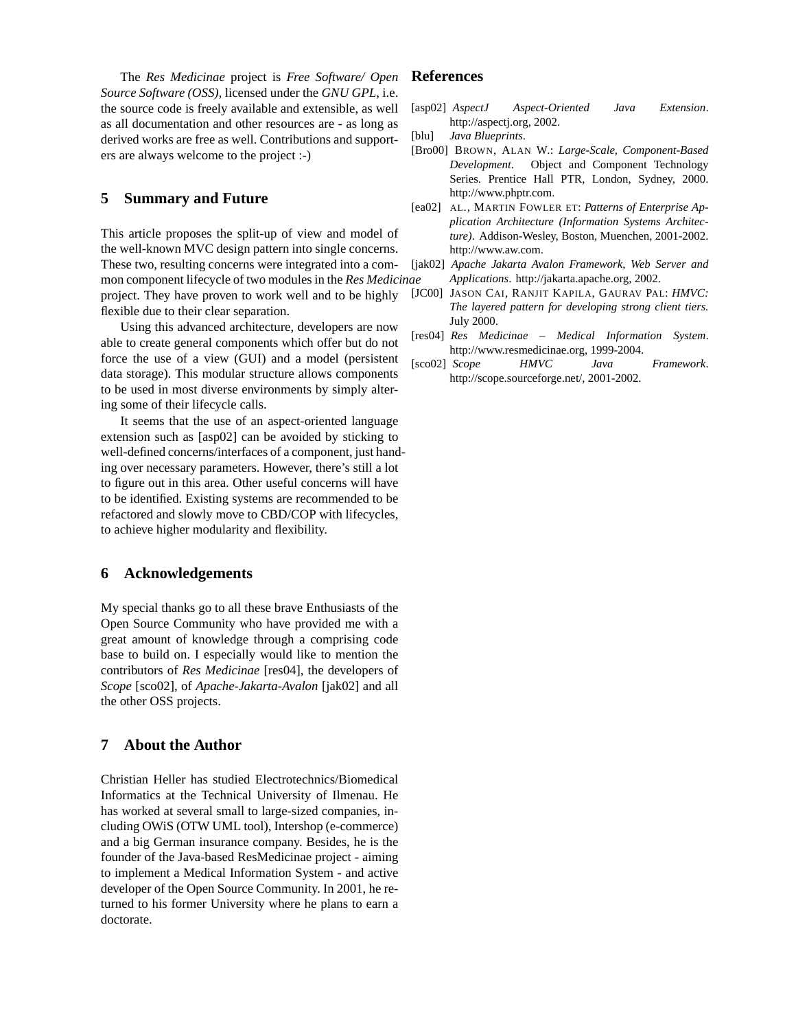The *Res Medicinae* project is *Free Software/ Open Source Software (OSS)*, licensed under the *GNU GPL*, i.e. the source code is freely available and extensible, as well as all documentation and other resources are - as long as derived works are free as well. Contributions and supporters are always welcome to the project :-)

## 5 Summary and Future

This article proposes the split-up of view and model of the well-known MVC design pattern into single concerns. These two, resulting concerns were integrated into a common component lifecycle of two modules in the *Res Medicinae* project. They have proven to work well and to be highly flexible due to their clear separation.

Using this advanced architecture, developers are now able to create general components which offer but do not force the use of a view (GUI) and a model (persistent data storage). This modular structure allows components to be used in most diverse environments by simply altering some of their lifecycle calls.

It seems that the use of an aspect-oriented language extension such as [asp02] can be avoided by sticking to well-defined concerns/interfaces of a component, just handing over necessary parameters. However, there's still a lot to figure out in this area. Other useful concerns will have to be identified. Existing systems are recommended to be refactored and slowly move to CBD/COP with lifecycles, to achieve higher modularity and flexibility.

## 6 Acknowledgements

My special thanks go to all these brave Enthusiasts of the Open Source Community who have provided me with a great amount of knowledge through a comprising code base to build on. I especially would like to mention the contributors of *Res Medicinae* [res04], the developers of *Scope* [sco02], of *Apache-Jakarta-Avalon* [jak02] and all the other OSS projects.

## 7 About the Author

Christian Heller has studied Electrotechnics/Biomedical Informatics at the Technical University of Ilmenau. He has worked at several small to large-sized companies, including OWiS (OTW UML tool), Intershop (e-commerce) and a big German insurance company. Besides, he is the founder of the Java-based ResMedicinae project - aiming to implement a Medical Information System - and active developer of the Open Source Community. In 2001, he returned to his former University where he plans to earn a doctorate.

## References

[asp02] *AspectJ Aspect-Oriented Java Extension*. http://aspectj.org, 2002.

[blu] *Java Blueprints*.

[Bro00] BROWN, ALAN W.: *Large-Scale, Component-Based Development*. Object and Component Technology Series. Prentice Hall PTR, London, Sydney, 2000. http://www.phptr.com.

[ea02] AL., MARTIN FOWLER ET: *Patterns of Enterprise Application Architecture (Information Systems Architecture)*. Addison-Wesley, Boston, Muenchen, 2001-2002. http://www.aw.com.

[jak02] *Apache Jakarta Avalon Framework, Web Server and Applications*. http://jakarta.apache.org, 2002.

[JC00] JASON CAI, RANJIT KAPILA, GAURAV PAL: *HMVC: The layered pattern for developing strong client tiers.* July 2000.

[res04] *Res Medicinae – Medical Information System*. http://www.resmedicinae.org, 1999-2004.

[sco02] *Scope HMVC Java Framework*. http://scope.sourceforge.net/, 2001-2002.